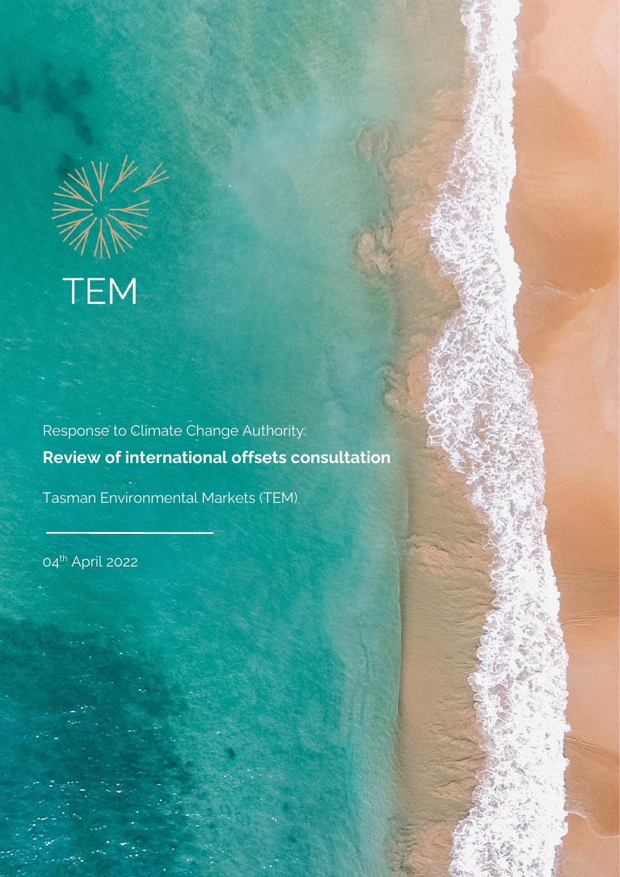TEM

Response to Climate Change Authority:

**Review of international offsets consultation**

Tasman Environmental Markets (TEM)

04th April 2022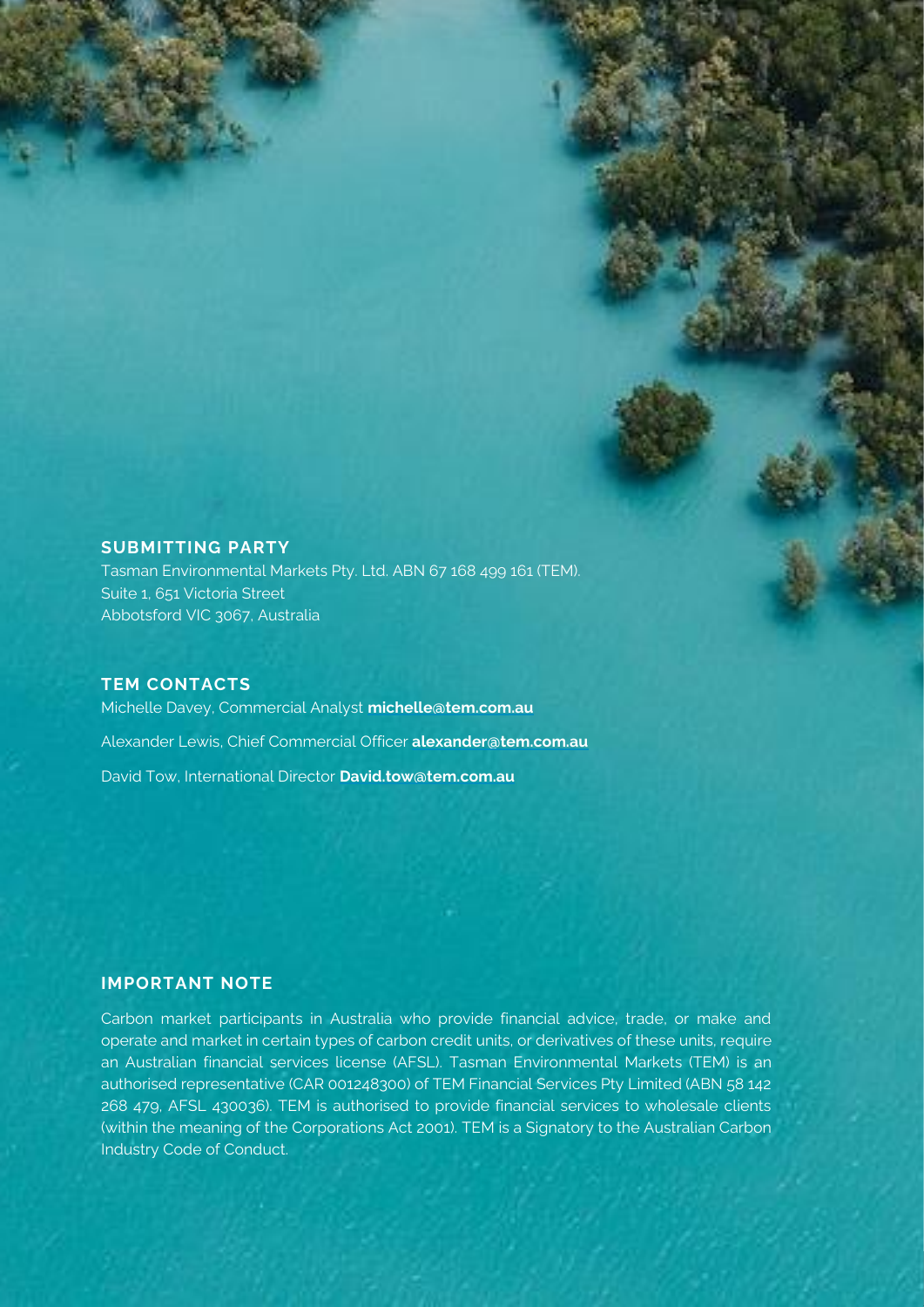## SUBMITTING PARTY

Tasman Environmental Markets Pty. Ltd. ABN 67 168 499 161 (TEM).
Suite 1, 651 Victoria Street
Abbotsford VIC 3067, Australia

## TEM CONTACTS

Michelle Davey, Commercial Analyst **michelle@tem.com.au**

Alexander Lewis, Chief Commercial Officer **alexander@tem.com.au**

David Tow, International Director **David.tow@tem.com.au**

## IMPORTANT NOTE

Carbon market participants in Australia who provide financial advice, trade, or make and operate and market in certain types of carbon credit units, or derivatives of these units, require an Australian financial services license (AFSL). Tasman Environmental Markets (TEM) is an authorised representative (CAR 001248300) of TEM Financial Services Pty Limited (ABN 58 142 268 479, AFSL 430036). TEM is authorised to provide financial services to wholesale clients (within the meaning of the Corporations Act 2001). TEM is a Signatory to the Australian Carbon Industry Code of Conduct.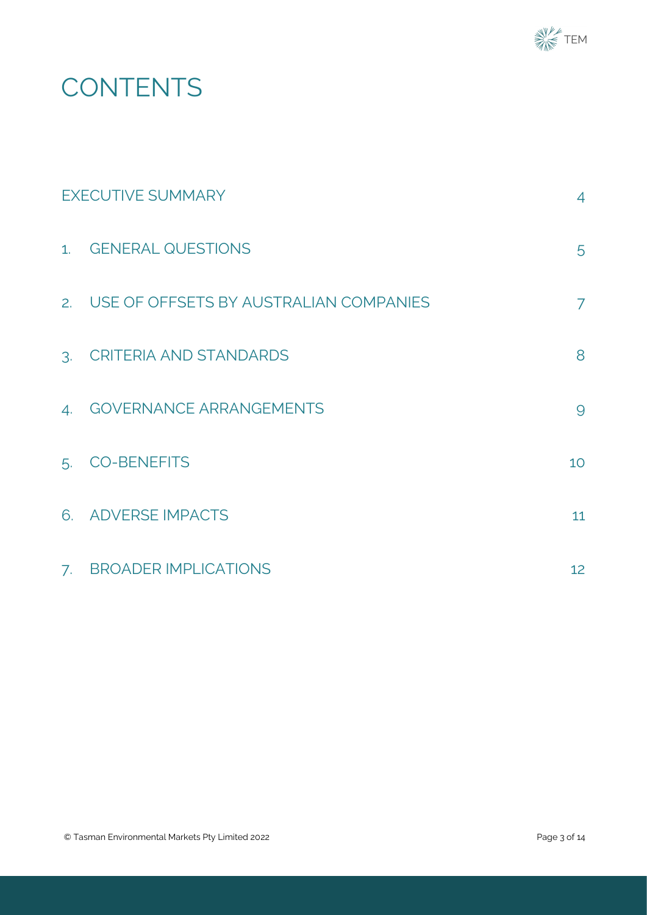# CONTENTS

| | | |
|---|---|---|
| | EXECUTIVE SUMMARY | 4 |
| 1. | GENERAL QUESTIONS | 5 |
| 2. | USE OF OFFSETS BY AUSTRALIAN COMPANIES | 7 |
| 3. | CRITERIA AND STANDARDS | 8 |
| 4. | GOVERNANCE ARRANGEMENTS | 9 |
| 5. | CO-BENEFITS | 10 |
| 6. | ADVERSE IMPACTS | 11 |
| 7. | BROADER IMPLICATIONS | 12 |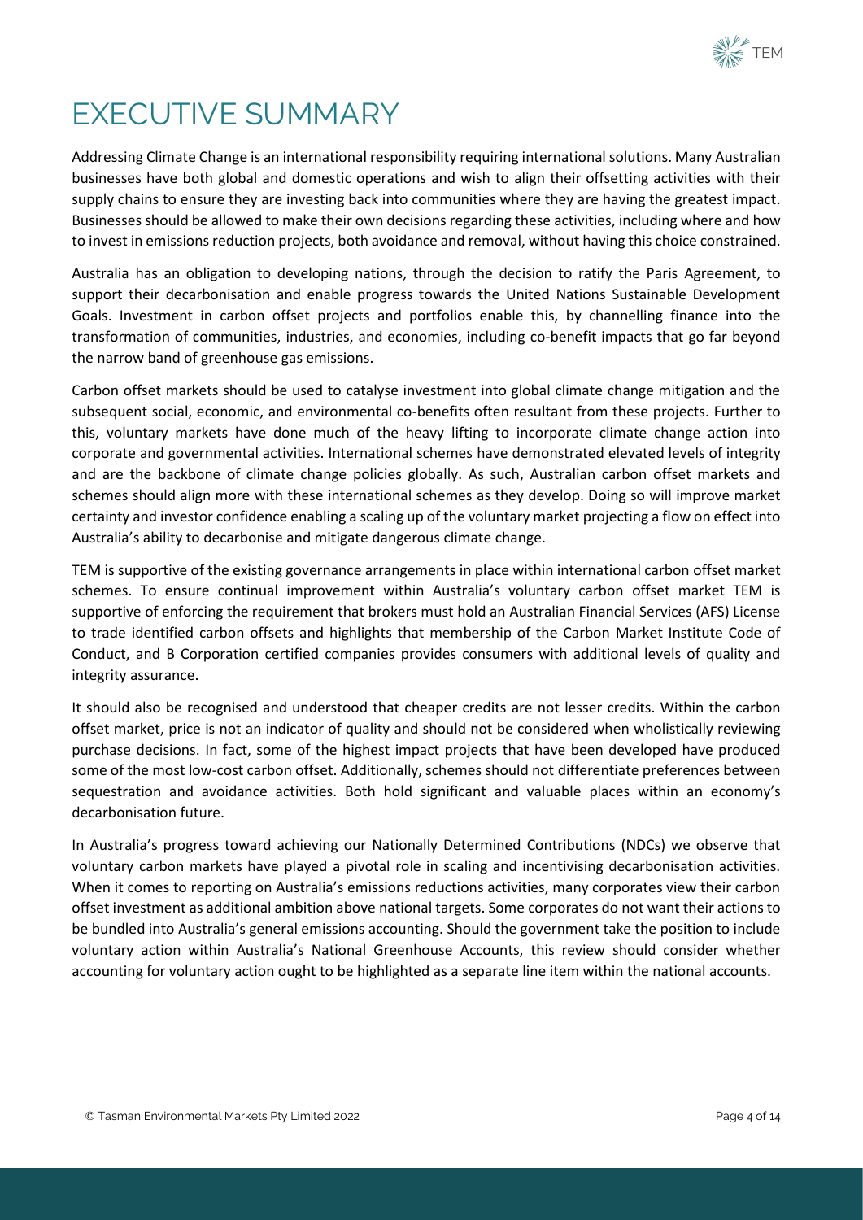# EXECUTIVE SUMMARY

Addressing Climate Change is an international responsibility requiring international solutions. Many Australian businesses have both global and domestic operations and wish to align their offsetting activities with their supply chains to ensure they are investing back into communities where they are having the greatest impact. Businesses should be allowed to make their own decisions regarding these activities, including where and how to invest in emissions reduction projects, both avoidance and removal, without having this choice constrained.

Australia has an obligation to developing nations, through the decision to ratify the Paris Agreement, to support their decarbonisation and enable progress towards the United Nations Sustainable Development Goals. Investment in carbon offset projects and portfolios enable this, by channelling finance into the transformation of communities, industries, and economies, including co-benefit impacts that go far beyond the narrow band of greenhouse gas emissions.

Carbon offset markets should be used to catalyse investment into global climate change mitigation and the subsequent social, economic, and environmental co-benefits often resultant from these projects. Further to this, voluntary markets have done much of the heavy lifting to incorporate climate change action into corporate and governmental activities. International schemes have demonstrated elevated levels of integrity and are the backbone of climate change policies globally. As such, Australian carbon offset markets and schemes should align more with these international schemes as they develop. Doing so will improve market certainty and investor confidence enabling a scaling up of the voluntary market projecting a flow on effect into Australia's ability to decarbonise and mitigate dangerous climate change.

TEM is supportive of the existing governance arrangements in place within international carbon offset market schemes. To ensure continual improvement within Australia's voluntary carbon offset market TEM is supportive of enforcing the requirement that brokers must hold an Australian Financial Services (AFS) License to trade identified carbon offsets and highlights that membership of the Carbon Market Institute Code of Conduct, and B Corporation certified companies provides consumers with additional levels of quality and integrity assurance.

It should also be recognised and understood that cheaper credits are not lesser credits. Within the carbon offset market, price is not an indicator of quality and should not be considered when wholistically reviewing purchase decisions. In fact, some of the highest impact projects that have been developed have produced some of the most low-cost carbon offset. Additionally, schemes should not differentiate preferences between sequestration and avoidance activities. Both hold significant and valuable places within an economy's decarbonisation future.

In Australia's progress toward achieving our Nationally Determined Contributions (NDCs) we observe that voluntary carbon markets have played a pivotal role in scaling and incentivising decarbonisation activities. When it comes to reporting on Australia's emissions reductions activities, many corporates view their carbon offset investment as additional ambition above national targets. Some corporates do not want their actions to be bundled into Australia's general emissions accounting. Should the government take the position to include voluntary action within Australia's National Greenhouse Accounts, this review should consider whether accounting for voluntary action ought to be highlighted as a separate line item within the national accounts.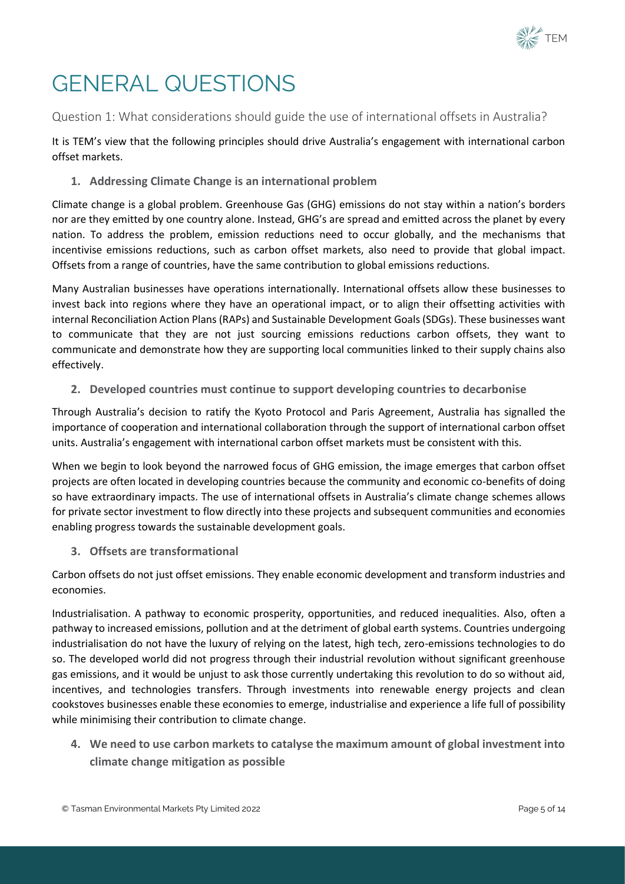# GENERAL QUESTIONS

## Question 1: What considerations should guide the use of international offsets in Australia?

It is TEM's view that the following principles should drive Australia's engagement with international carbon offset markets.

### 1. Addressing Climate Change is an international problem

Climate change is a global problem. Greenhouse Gas (GHG) emissions do not stay within a nation's borders nor are they emitted by one country alone. Instead, GHG's are spread and emitted across the planet by every nation. To address the problem, emission reductions need to occur globally, and the mechanisms that incentivise emissions reductions, such as carbon offset markets, also need to provide that global impact. Offsets from a range of countries, have the same contribution to global emissions reductions.

Many Australian businesses have operations internationally. International offsets allow these businesses to invest back into regions where they have an operational impact, or to align their offsetting activities with internal Reconciliation Action Plans (RAPs) and Sustainable Development Goals (SDGs). These businesses want to communicate that they are not just sourcing emissions reductions carbon offsets, they want to communicate and demonstrate how they are supporting local communities linked to their supply chains also effectively.

### 2. Developed countries must continue to support developing countries to decarbonise

Through Australia's decision to ratify the Kyoto Protocol and Paris Agreement, Australia has signalled the importance of cooperation and international collaboration through the support of international carbon offset units. Australia's engagement with international carbon offset markets must be consistent with this.

When we begin to look beyond the narrowed focus of GHG emission, the image emerges that carbon offset projects are often located in developing countries because the community and economic co-benefits of doing so have extraordinary impacts. The use of international offsets in Australia's climate change schemes allows for private sector investment to flow directly into these projects and subsequent communities and economies enabling progress towards the sustainable development goals.

### 3. Offsets are transformational

Carbon offsets do not just offset emissions. They enable economic development and transform industries and economies.

Industrialisation. A pathway to economic prosperity, opportunities, and reduced inequalities. Also, often a pathway to increased emissions, pollution and at the detriment of global earth systems. Countries undergoing industrialisation do not have the luxury of relying on the latest, high tech, zero-emissions technologies to do so. The developed world did not progress through their industrial revolution without significant greenhouse gas emissions, and it would be unjust to ask those currently undertaking this revolution to do so without aid, incentives, and technologies transfers. Through investments into renewable energy projects and clean cookstoves businesses enable these economies to emerge, industrialise and experience a life full of possibility while minimising their contribution to climate change.

### 4. We need to use carbon markets to catalyse the maximum amount of global investment into climate change mitigation as possible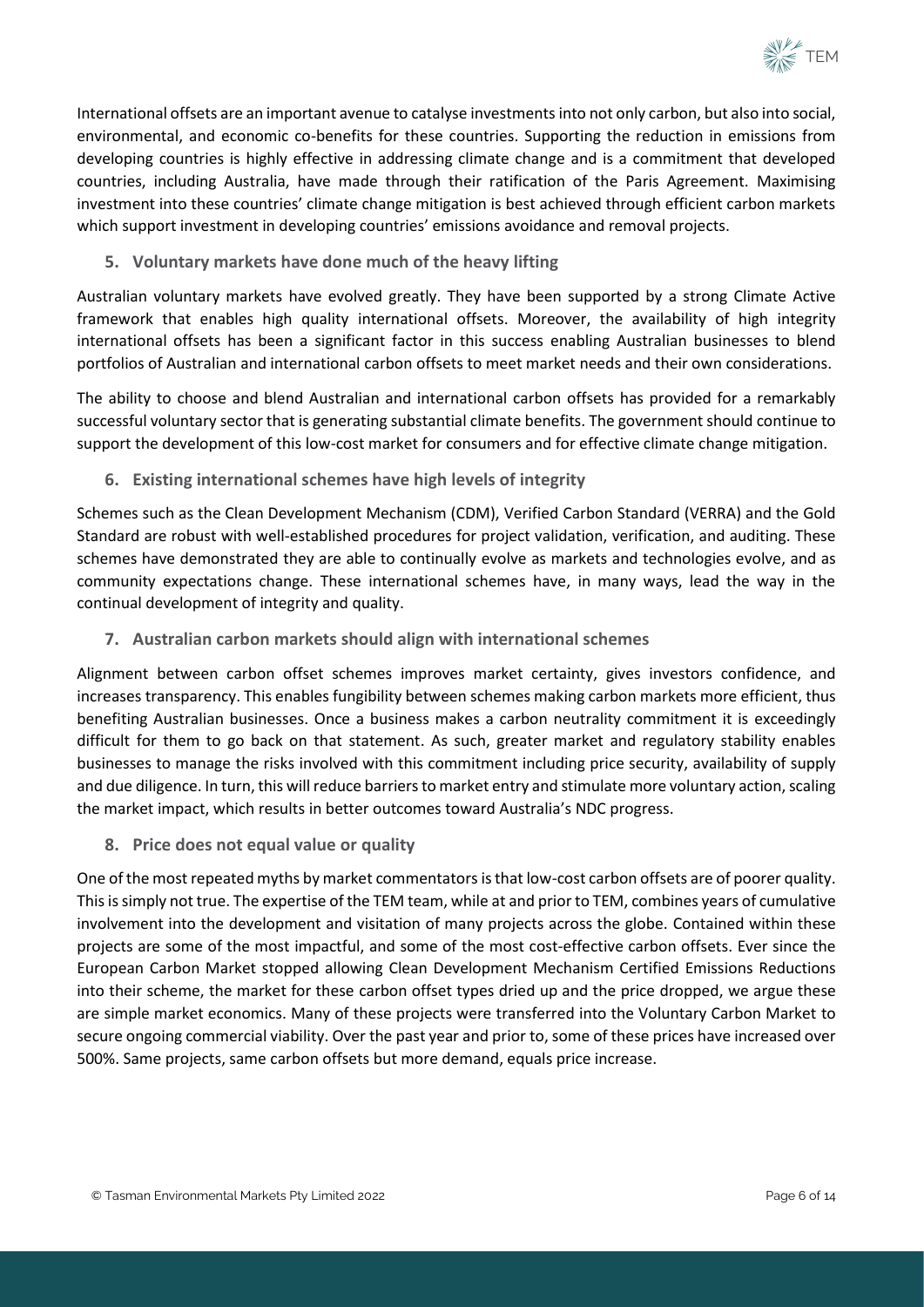International offsets are an important avenue to catalyse investments into not only carbon, but also into social, environmental, and economic co-benefits for these countries. Supporting the reduction in emissions from developing countries is highly effective in addressing climate change and is a commitment that developed countries, including Australia, have made through their ratification of the Paris Agreement. Maximising investment into these countries' climate change mitigation is best achieved through efficient carbon markets which support investment in developing countries' emissions avoidance and removal projects.

### 5. Voluntary markets have done much of the heavy lifting

Australian voluntary markets have evolved greatly. They have been supported by a strong Climate Active framework that enables high quality international offsets. Moreover, the availability of high integrity international offsets has been a significant factor in this success enabling Australian businesses to blend portfolios of Australian and international carbon offsets to meet market needs and their own considerations.

The ability to choose and blend Australian and international carbon offsets has provided for a remarkably successful voluntary sector that is generating substantial climate benefits. The government should continue to support the development of this low-cost market for consumers and for effective climate change mitigation.

### 6. Existing international schemes have high levels of integrity

Schemes such as the Clean Development Mechanism (CDM), Verified Carbon Standard (VERRA) and the Gold Standard are robust with well-established procedures for project validation, verification, and auditing. These schemes have demonstrated they are able to continually evolve as markets and technologies evolve, and as community expectations change. These international schemes have, in many ways, lead the way in the continual development of integrity and quality.

### 7. Australian carbon markets should align with international schemes

Alignment between carbon offset schemes improves market certainty, gives investors confidence, and increases transparency. This enables fungibility between schemes making carbon markets more efficient, thus benefiting Australian businesses. Once a business makes a carbon neutrality commitment it is exceedingly difficult for them to go back on that statement. As such, greater market and regulatory stability enables businesses to manage the risks involved with this commitment including price security, availability of supply and due diligence. In turn, this will reduce barriers to market entry and stimulate more voluntary action, scaling the market impact, which results in better outcomes toward Australia's NDC progress.

### 8. Price does not equal value or quality

One of the most repeated myths by market commentators is that low-cost carbon offsets are of poorer quality. This is simply not true. The expertise of the TEM team, while at and prior to TEM, combines years of cumulative involvement into the development and visitation of many projects across the globe. Contained within these projects are some of the most impactful, and some of the most cost-effective carbon offsets. Ever since the European Carbon Market stopped allowing Clean Development Mechanism Certified Emissions Reductions into their scheme, the market for these carbon offset types dried up and the price dropped, we argue these are simple market economics. Many of these projects were transferred into the Voluntary Carbon Market to secure ongoing commercial viability. Over the past year and prior to, some of these prices have increased over 500%. Same projects, same carbon offsets but more demand, equals price increase.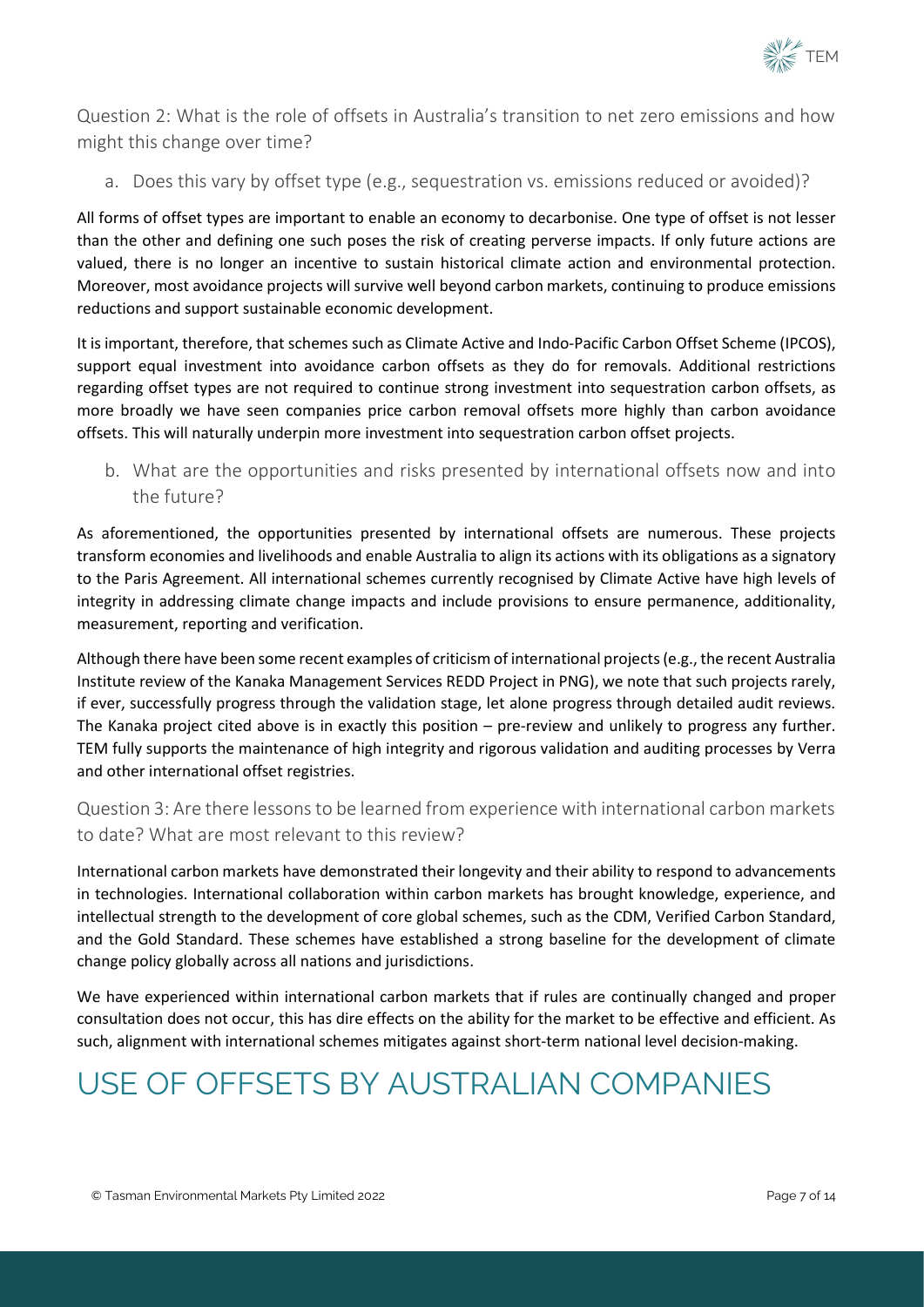## Question 2: What is the role of offsets in Australia's transition to net zero emissions and how might this change over time?

### a. Does this vary by offset type (e.g., sequestration vs. emissions reduced or avoided)?

All forms of offset types are important to enable an economy to decarbonise. One type of offset is not lesser than the other and defining one such poses the risk of creating perverse impacts. If only future actions are valued, there is no longer an incentive to sustain historical climate action and environmental protection. Moreover, most avoidance projects will survive well beyond carbon markets, continuing to produce emissions reductions and support sustainable economic development.

It is important, therefore, that schemes such as Climate Active and Indo-Pacific Carbon Offset Scheme (IPCOS), support equal investment into avoidance carbon offsets as they do for removals. Additional restrictions regarding offset types are not required to continue strong investment into sequestration carbon offsets, as more broadly we have seen companies price carbon removal offsets more highly than carbon avoidance offsets. This will naturally underpin more investment into sequestration carbon offset projects.

### b. What are the opportunities and risks presented by international offsets now and into the future?

As aforementioned, the opportunities presented by international offsets are numerous. These projects transform economies and livelihoods and enable Australia to align its actions with its obligations as a signatory to the Paris Agreement. All international schemes currently recognised by Climate Active have high levels of integrity in addressing climate change impacts and include provisions to ensure permanence, additionality, measurement, reporting and verification.

Although there have been some recent examples of criticism of international projects (e.g., the recent Australia Institute review of the Kanaka Management Services REDD Project in PNG), we note that such projects rarely, if ever, successfully progress through the validation stage, let alone progress through detailed audit reviews. The Kanaka project cited above is in exactly this position – pre-review and unlikely to progress any further. TEM fully supports the maintenance of high integrity and rigorous validation and auditing processes by Verra and other international offset registries.

## Question 3: Are there lessons to be learned from experience with international carbon markets to date? What are most relevant to this review?

International carbon markets have demonstrated their longevity and their ability to respond to advancements in technologies. International collaboration within carbon markets has brought knowledge, experience, and intellectual strength to the development of core global schemes, such as the CDM, Verified Carbon Standard, and the Gold Standard. These schemes have established a strong baseline for the development of climate change policy globally across all nations and jurisdictions.

We have experienced within international carbon markets that if rules are continually changed and proper consultation does not occur, this has dire effects on the ability for the market to be effective and efficient. As such, alignment with international schemes mitigates against short-term national level decision-making.

# USE OF OFFSETS BY AUSTRALIAN COMPANIES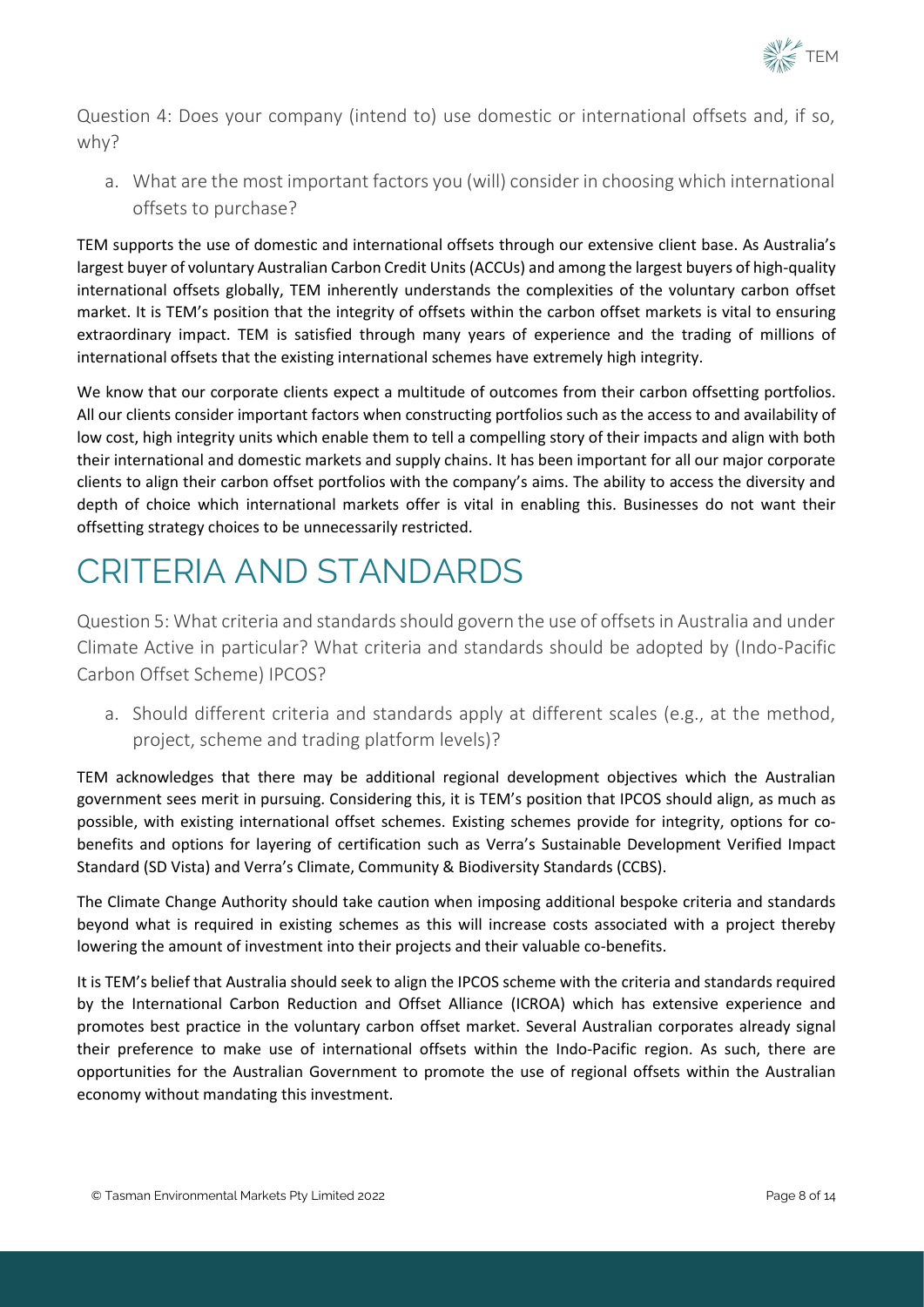### Question 4: Does your company (intend to) use domestic or international offsets and, if so, why?

a. What are the most important factors you (will) consider in choosing which international offsets to purchase?

TEM supports the use of domestic and international offsets through our extensive client base. As Australia's largest buyer of voluntary Australian Carbon Credit Units (ACCUs) and among the largest buyers of high-quality international offsets globally, TEM inherently understands the complexities of the voluntary carbon offset market. It is TEM's position that the integrity of offsets within the carbon offset markets is vital to ensuring extraordinary impact. TEM is satisfied through many years of experience and the trading of millions of international offsets that the existing international schemes have extremely high integrity.

We know that our corporate clients expect a multitude of outcomes from their carbon offsetting portfolios. All our clients consider important factors when constructing portfolios such as the access to and availability of low cost, high integrity units which enable them to tell a compelling story of their impacts and align with both their international and domestic markets and supply chains. It has been important for all our major corporate clients to align their carbon offset portfolios with the company's aims. The ability to access the diversity and depth of choice which international markets offer is vital in enabling this. Businesses do not want their offsetting strategy choices to be unnecessarily restricted.

# CRITERIA AND STANDARDS

### Question 5: What criteria and standards should govern the use of offsets in Australia and under Climate Active in particular? What criteria and standards should be adopted by (Indo-Pacific Carbon Offset Scheme) IPCOS?

a. Should different criteria and standards apply at different scales (e.g., at the method, project, scheme and trading platform levels)?

TEM acknowledges that there may be additional regional development objectives which the Australian government sees merit in pursuing. Considering this, it is TEM's position that IPCOS should align, as much as possible, with existing international offset schemes. Existing schemes provide for integrity, options for co-benefits and options for layering of certification such as Verra's Sustainable Development Verified Impact Standard (SD Vista) and Verra's Climate, Community & Biodiversity Standards (CCBS).

The Climate Change Authority should take caution when imposing additional bespoke criteria and standards beyond what is required in existing schemes as this will increase costs associated with a project thereby lowering the amount of investment into their projects and their valuable co-benefits.

It is TEM's belief that Australia should seek to align the IPCOS scheme with the criteria and standards required by the International Carbon Reduction and Offset Alliance (ICROA) which has extensive experience and promotes best practice in the voluntary carbon offset market. Several Australian corporates already signal their preference to make use of international offsets within the Indo-Pacific region. As such, there are opportunities for the Australian Government to promote the use of regional offsets within the Australian economy without mandating this investment.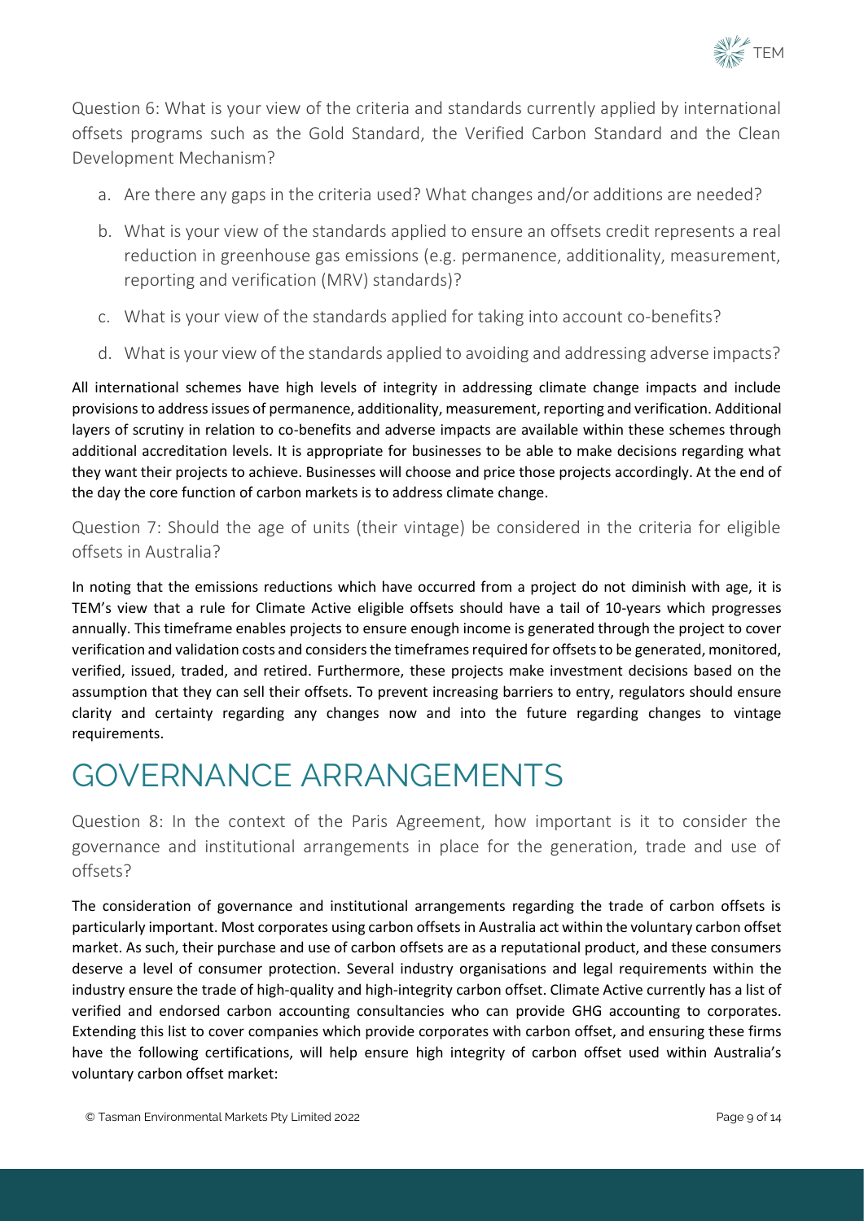Question 6: What is your view of the criteria and standards currently applied by international offsets programs such as the Gold Standard, the Verified Carbon Standard and the Clean Development Mechanism?

a. Are there any gaps in the criteria used? What changes and/or additions are needed?

b. What is your view of the standards applied to ensure an offsets credit represents a real reduction in greenhouse gas emissions (e.g. permanence, additionality, measurement, reporting and verification (MRV) standards)?

c. What is your view of the standards applied for taking into account co-benefits?

d. What is your view of the standards applied to avoiding and addressing adverse impacts?

All international schemes have high levels of integrity in addressing climate change impacts and include provisions to address issues of permanence, additionality, measurement, reporting and verification. Additional layers of scrutiny in relation to co-benefits and adverse impacts are available within these schemes through additional accreditation levels. It is appropriate for businesses to be able to make decisions regarding what they want their projects to achieve. Businesses will choose and price those projects accordingly. At the end of the day the core function of carbon markets is to address climate change.

Question 7: Should the age of units (their vintage) be considered in the criteria for eligible offsets in Australia?

In noting that the emissions reductions which have occurred from a project do not diminish with age, it is TEM's view that a rule for Climate Active eligible offsets should have a tail of 10-years which progresses annually. This timeframe enables projects to ensure enough income is generated through the project to cover verification and validation costs and considers the timeframes required for offsets to be generated, monitored, verified, issued, traded, and retired. Furthermore, these projects make investment decisions based on the assumption that they can sell their offsets. To prevent increasing barriers to entry, regulators should ensure clarity and certainty regarding any changes now and into the future regarding changes to vintage requirements.

# GOVERNANCE ARRANGEMENTS

Question 8: In the context of the Paris Agreement, how important is it to consider the governance and institutional arrangements in place for the generation, trade and use of offsets?

The consideration of governance and institutional arrangements regarding the trade of carbon offsets is particularly important. Most corporates using carbon offsets in Australia act within the voluntary carbon offset market. As such, their purchase and use of carbon offsets are as a reputational product, and these consumers deserve a level of consumer protection. Several industry organisations and legal requirements within the industry ensure the trade of high-quality and high-integrity carbon offset. Climate Active currently has a list of verified and endorsed carbon accounting consultancies who can provide GHG accounting to corporates. Extending this list to cover companies which provide corporates with carbon offset, and ensuring these firms have the following certifications, will help ensure high integrity of carbon offset used within Australia's voluntary carbon offset market: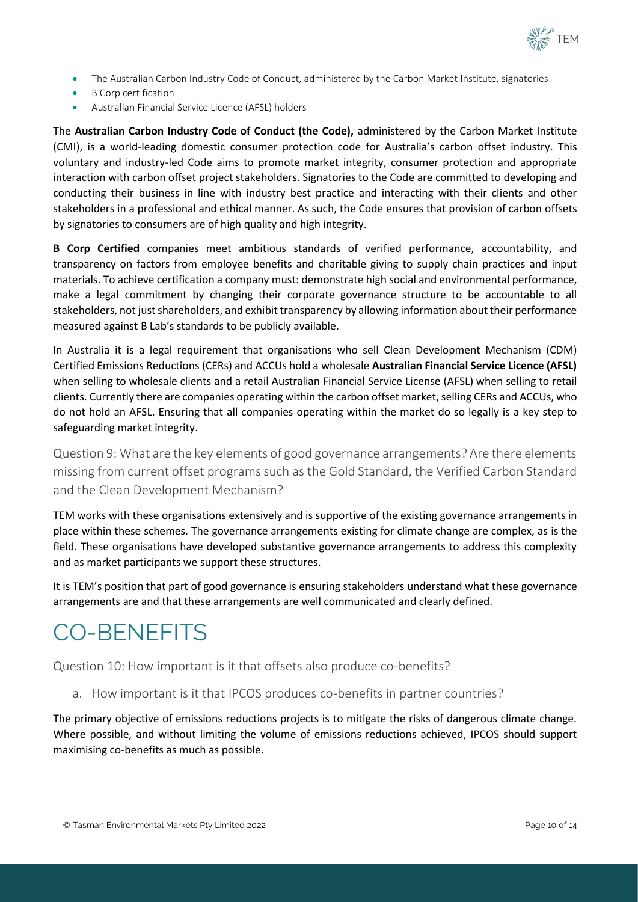- The Australian Carbon Industry Code of Conduct, administered by the Carbon Market Institute, signatories
- B Corp certification
- Australian Financial Service Licence (AFSL) holders

The **Australian Carbon Industry Code of Conduct (the Code),** administered by the Carbon Market Institute (CMI), is a world-leading domestic consumer protection code for Australia's carbon offset industry. This voluntary and industry-led Code aims to promote market integrity, consumer protection and appropriate interaction with carbon offset project stakeholders. Signatories to the Code are committed to developing and conducting their business in line with industry best practice and interacting with their clients and other stakeholders in a professional and ethical manner. As such, the Code ensures that provision of carbon offsets by signatories to consumers are of high quality and high integrity.

**B Corp Certified** companies meet ambitious standards of verified performance, accountability, and transparency on factors from employee benefits and charitable giving to supply chain practices and input materials. To achieve certification a company must: demonstrate high social and environmental performance, make a legal commitment by changing their corporate governance structure to be accountable to all stakeholders, not just shareholders, and exhibit transparency by allowing information about their performance measured against B Lab's standards to be publicly available.

In Australia it is a legal requirement that organisations who sell Clean Development Mechanism (CDM) Certified Emissions Reductions (CERs) and ACCUs hold a wholesale **Australian Financial Service Licence (AFSL)** when selling to wholesale clients and a retail Australian Financial Service License (AFSL) when selling to retail clients. Currently there are companies operating within the carbon offset market, selling CERs and ACCUs, who do not hold an AFSL. Ensuring that all companies operating within the market do so legally is a key step to safeguarding market integrity.

### Question 9: What are the key elements of good governance arrangements? Are there elements missing from current offset programs such as the Gold Standard, the Verified Carbon Standard and the Clean Development Mechanism?

TEM works with these organisations extensively and is supportive of the existing governance arrangements in place within these schemes. The governance arrangements existing for climate change are complex, as is the field. These organisations have developed substantive governance arrangements to address this complexity and as market participants we support these structures.

It is TEM's position that part of good governance is ensuring stakeholders understand what these governance arrangements are and that these arrangements are well communicated and clearly defined.

# CO-BENEFITS

### Question 10: How important is it that offsets also produce co-benefits?

#### a. How important is it that IPCOS produces co-benefits in partner countries?

The primary objective of emissions reductions projects is to mitigate the risks of dangerous climate change. Where possible, and without limiting the volume of emissions reductions achieved, IPCOS should support maximising co-benefits as much as possible.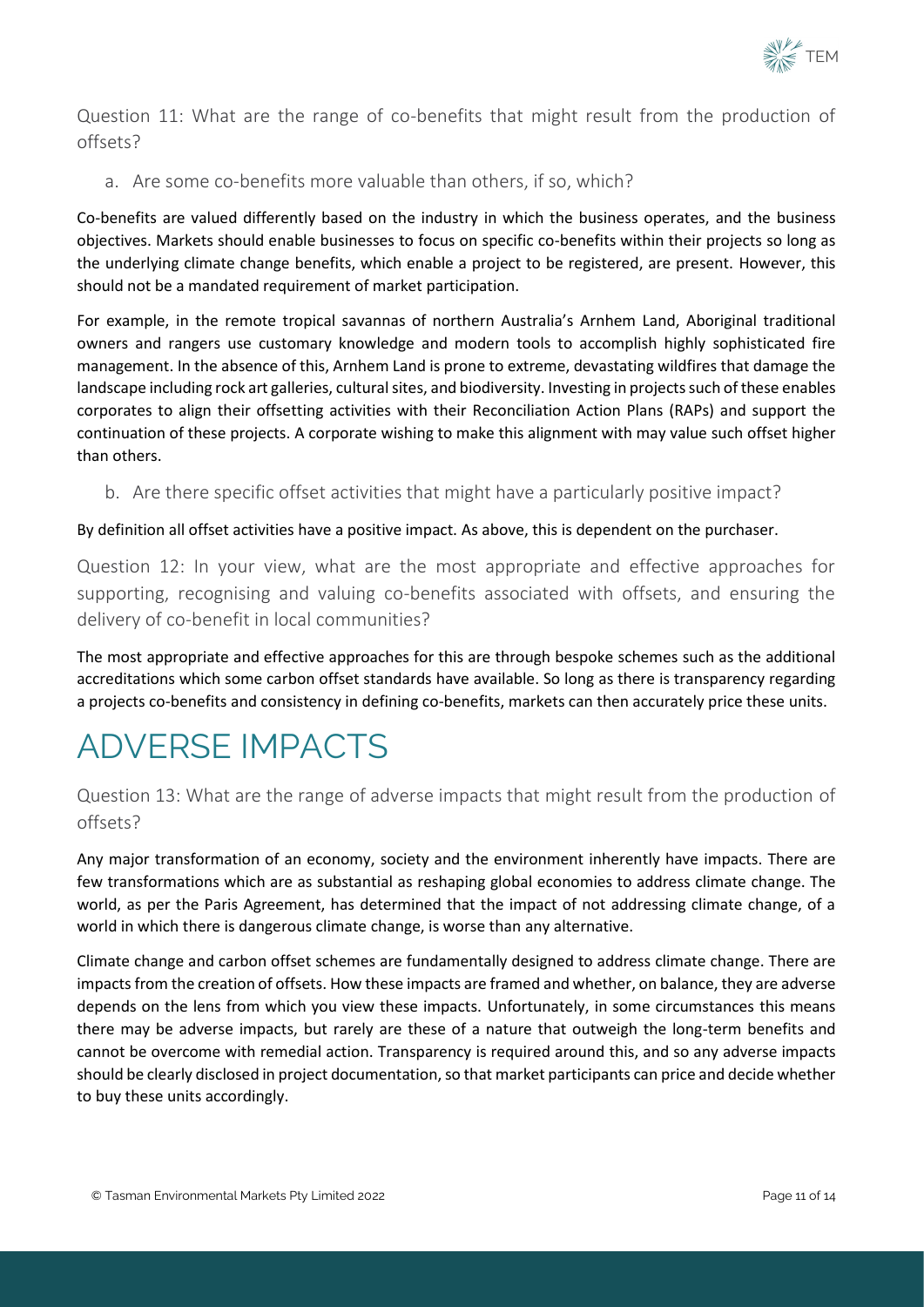### Question 11: What are the range of co-benefits that might result from the production of offsets?

#### a. Are some co-benefits more valuable than others, if so, which?

Co-benefits are valued differently based on the industry in which the business operates, and the business objectives. Markets should enable businesses to focus on specific co-benefits within their projects so long as the underlying climate change benefits, which enable a project to be registered, are present. However, this should not be a mandated requirement of market participation.

For example, in the remote tropical savannas of northern Australia's Arnhem Land, Aboriginal traditional owners and rangers use customary knowledge and modern tools to accomplish highly sophisticated fire management. In the absence of this, Arnhem Land is prone to extreme, devastating wildfires that damage the landscape including rock art galleries, cultural sites, and biodiversity. Investing in projects such of these enables corporates to align their offsetting activities with their Reconciliation Action Plans (RAPs) and support the continuation of these projects. A corporate wishing to make this alignment with may value such offset higher than others.

#### b. Are there specific offset activities that might have a particularly positive impact?

By definition all offset activities have a positive impact. As above, this is dependent on the purchaser.

### Question 12: In your view, what are the most appropriate and effective approaches for supporting, recognising and valuing co-benefits associated with offsets, and ensuring the delivery of co-benefit in local communities?

The most appropriate and effective approaches for this are through bespoke schemes such as the additional accreditations which some carbon offset standards have available. So long as there is transparency regarding a projects co-benefits and consistency in defining co-benefits, markets can then accurately price these units.

# ADVERSE IMPACTS

### Question 13: What are the range of adverse impacts that might result from the production of offsets?

Any major transformation of an economy, society and the environment inherently have impacts. There are few transformations which are as substantial as reshaping global economies to address climate change. The world, as per the Paris Agreement, has determined that the impact of not addressing climate change, of a world in which there is dangerous climate change, is worse than any alternative.

Climate change and carbon offset schemes are fundamentally designed to address climate change. There are impacts from the creation of offsets. How these impacts are framed and whether, on balance, they are adverse depends on the lens from which you view these impacts. Unfortunately, in some circumstances this means there may be adverse impacts, but rarely are these of a nature that outweigh the long-term benefits and cannot be overcome with remedial action. Transparency is required around this, and so any adverse impacts should be clearly disclosed in project documentation, so that market participants can price and decide whether to buy these units accordingly.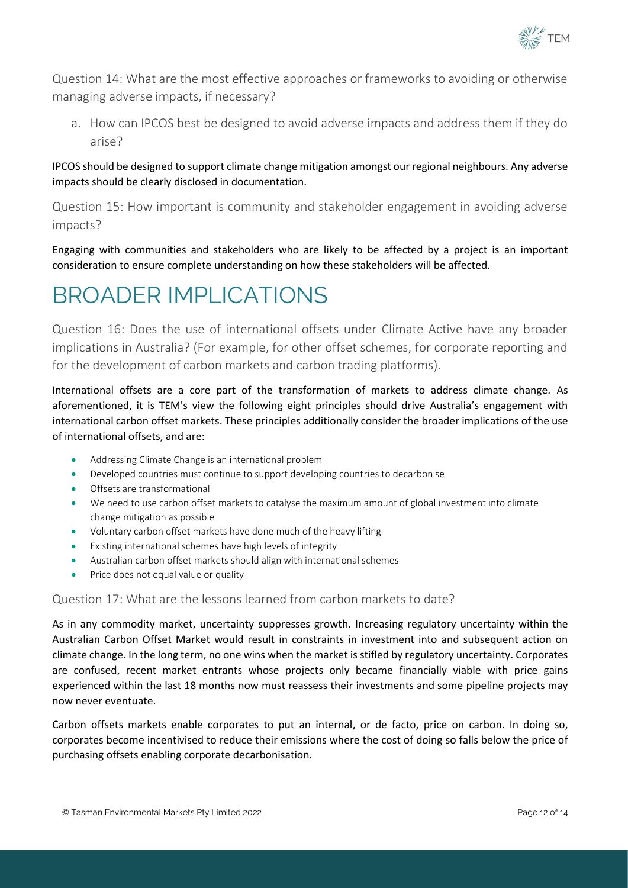### Question 14: What are the most effective approaches or frameworks to avoiding or otherwise managing adverse impacts, if necessary?

a. How can IPCOS best be designed to avoid adverse impacts and address them if they do arise?

IPCOS should be designed to support climate change mitigation amongst our regional neighbours. Any adverse impacts should be clearly disclosed in documentation.

### Question 15: How important is community and stakeholder engagement in avoiding adverse impacts?

Engaging with communities and stakeholders who are likely to be affected by a project is an important consideration to ensure complete understanding on how these stakeholders will be affected.

# BROADER IMPLICATIONS

### Question 16: Does the use of international offsets under Climate Active have any broader implications in Australia? (For example, for other offset schemes, for corporate reporting and for the development of carbon markets and carbon trading platforms).

International offsets are a core part of the transformation of markets to address climate change. As aforementioned, it is TEM's view the following eight principles should drive Australia's engagement with international carbon offset markets. These principles additionally consider the broader implications of the use of international offsets, and are:

- Addressing Climate Change is an international problem
- Developed countries must continue to support developing countries to decarbonise
- Offsets are transformational
- We need to use carbon offset markets to catalyse the maximum amount of global investment into climate change mitigation as possible
- Voluntary carbon offset markets have done much of the heavy lifting
- Existing international schemes have high levels of integrity
- Australian carbon offset markets should align with international schemes
- Price does not equal value or quality

### Question 17: What are the lessons learned from carbon markets to date?

As in any commodity market, uncertainty suppresses growth. Increasing regulatory uncertainty within the Australian Carbon Offset Market would result in constraints in investment into and subsequent action on climate change. In the long term, no one wins when the market is stifled by regulatory uncertainty. Corporates are confused, recent market entrants whose projects only became financially viable with price gains experienced within the last 18 months now must reassess their investments and some pipeline projects may now never eventuate.

Carbon offsets markets enable corporates to put an internal, or de facto, price on carbon. In doing so, corporates become incentivised to reduce their emissions where the cost of doing so falls below the price of purchasing offsets enabling corporate decarbonisation.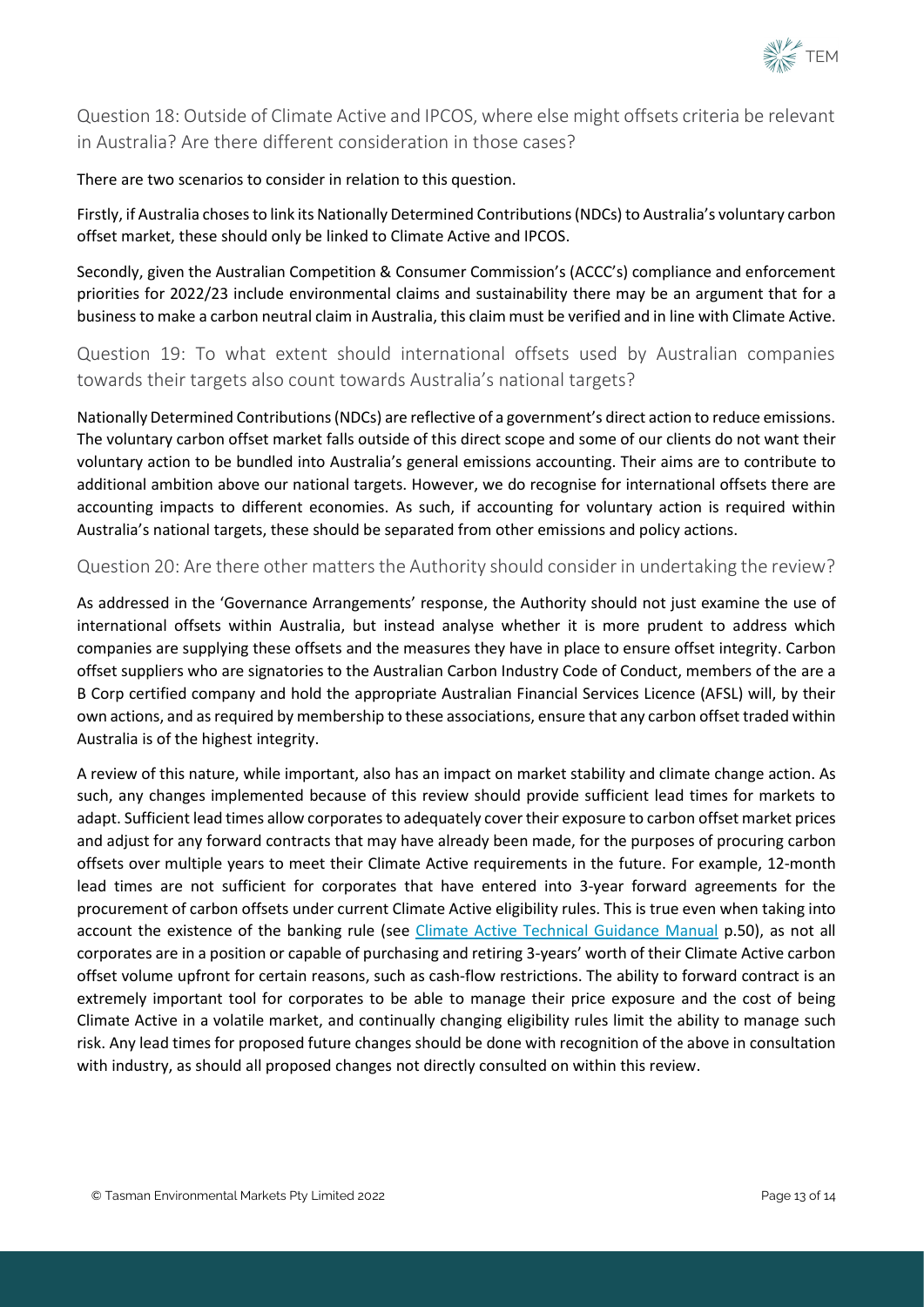## Question 18: Outside of Climate Active and IPCOS, where else might offsets criteria be relevant in Australia? Are there different consideration in those cases?

There are two scenarios to consider in relation to this question.

Firstly, if Australia choses to link its Nationally Determined Contributions (NDCs) to Australia's voluntary carbon offset market, these should only be linked to Climate Active and IPCOS.

Secondly, given the Australian Competition & Consumer Commission's (ACCC's) compliance and enforcement priorities for 2022/23 include environmental claims and sustainability there may be an argument that for a business to make a carbon neutral claim in Australia, this claim must be verified and in line with Climate Active.

## Question 19: To what extent should international offsets used by Australian companies towards their targets also count towards Australia's national targets?

Nationally Determined Contributions (NDCs) are reflective of a government's direct action to reduce emissions. The voluntary carbon offset market falls outside of this direct scope and some of our clients do not want their voluntary action to be bundled into Australia's general emissions accounting. Their aims are to contribute to additional ambition above our national targets. However, we do recognise for international offsets there are accounting impacts to different economies. As such, if accounting for voluntary action is required within Australia's national targets, these should be separated from other emissions and policy actions.

## Question 20: Are there other matters the Authority should consider in undertaking the review?

As addressed in the 'Governance Arrangements' response, the Authority should not just examine the use of international offsets within Australia, but instead analyse whether it is more prudent to address which companies are supplying these offsets and the measures they have in place to ensure offset integrity. Carbon offset suppliers who are signatories to the Australian Carbon Industry Code of Conduct, members of the are a B Corp certified company and hold the appropriate Australian Financial Services Licence (AFSL) will, by their own actions, and as required by membership to these associations, ensure that any carbon offset traded within Australia is of the highest integrity.

A review of this nature, while important, also has an impact on market stability and climate change action. As such, any changes implemented because of this review should provide sufficient lead times for markets to adapt. Sufficient lead times allow corporates to adequately cover their exposure to carbon offset market prices and adjust for any forward contracts that may have already been made, for the purposes of procuring carbon offsets over multiple years to meet their Climate Active requirements in the future. For example, 12-month lead times are not sufficient for corporates that have entered into 3-year forward agreements for the procurement of carbon offsets under current Climate Active eligibility rules. This is true even when taking into account the existence of the banking rule (see Climate Active Technical Guidance Manual p.50), as not all corporates are in a position or capable of purchasing and retiring 3-years' worth of their Climate Active carbon offset volume upfront for certain reasons, such as cash-flow restrictions. The ability to forward contract is an extremely important tool for corporates to be able to manage their price exposure and the cost of being Climate Active in a volatile market, and continually changing eligibility rules limit the ability to manage such risk. Any lead times for proposed future changes should be done with recognition of the above in consultation with industry, as should all proposed changes not directly consulted on within this review.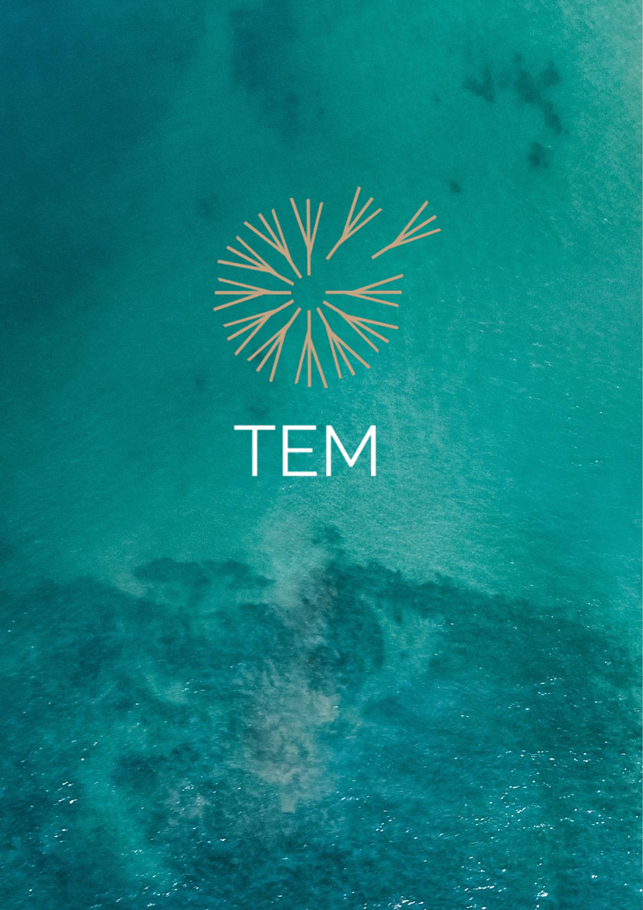TEM